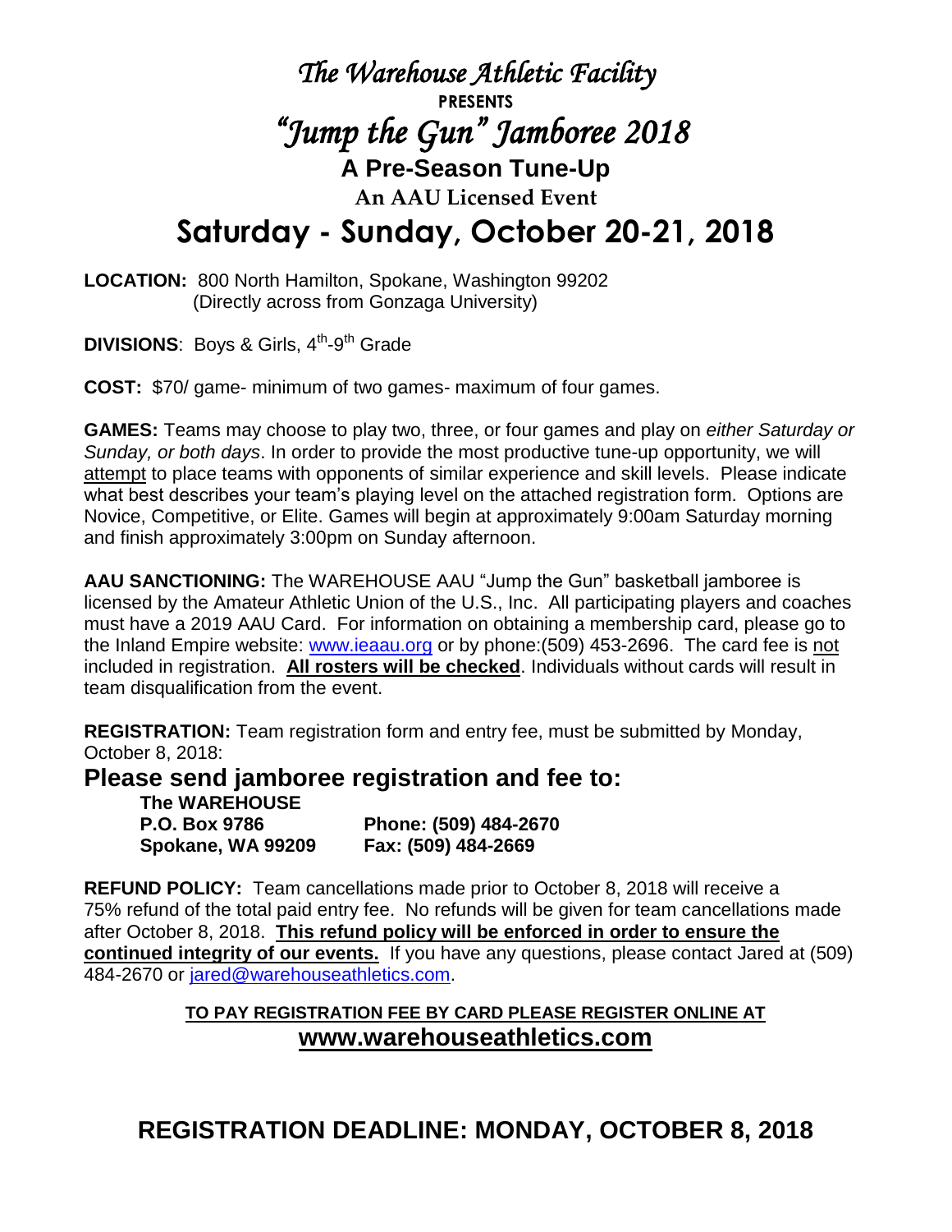# *The Warehouse Athletic Facility*

**PRESENTS**

# *"Jump the Gun" Jamboree 2018*

## A Pre-Season Tune-Up

### An AAU Licensed Event

# Saturday - Sunday, October 20-21, 2018

**LOCATION:** 800 North Hamilton, Spokane, Washington 99202
(Directly across from Gonzaga University)

**DIVISIONS**: Boys & Girls, 4th-9th Grade

**COST:** $70/ game- minimum of two games- maximum of four games.

**GAMES:** Teams may choose to play two, three, or four games and play on *either Saturday or Sunday, or both days*. In order to provide the most productive tune-up opportunity, we will attempt to place teams with opponents of similar experience and skill levels. Please indicate what best describes your team's playing level on the attached registration form. Options are Novice, Competitive, or Elite. Games will begin at approximately 9:00am Saturday morning and finish approximately 3:00pm on Sunday afternoon.

**AAU SANCTIONING:** The WAREHOUSE AAU "Jump the Gun" basketball jamboree is licensed by the Amateur Athletic Union of the U.S., Inc. All participating players and coaches must have a 2019 AAU Card. For information on obtaining a membership card, please go to the Inland Empire website: www.ieaau.org or by phone:(509) 453-2696. The card fee is not included in registration. **All rosters will be checked**. Individuals without cards will result in team disqualification from the event.

**REGISTRATION:** Team registration form and entry fee, must be submitted by Monday, October 8, 2018:

## Please send jamboree registration and fee to:

**The WAREHOUSE**
**P.O. Box 9786** — **Phone: (509) 484-2670**
**Spokane, WA 99209** — **Fax: (509) 484-2669**

**REFUND POLICY:** Team cancellations made prior to October 8, 2018 will receive a 75% refund of the total paid entry fee. No refunds will be given for team cancellations made after October 8, 2018. **This refund policy will be enforced in order to ensure the continued integrity of our events.** If you have any questions, please contact Jared at (509) 484-2670 or jared@warehouseathletics.com.

**TO PAY REGISTRATION FEE BY CARD PLEASE REGISTER ONLINE AT**
**www.warehouseathletics.com**

## REGISTRATION DEADLINE: MONDAY, OCTOBER 8, 2018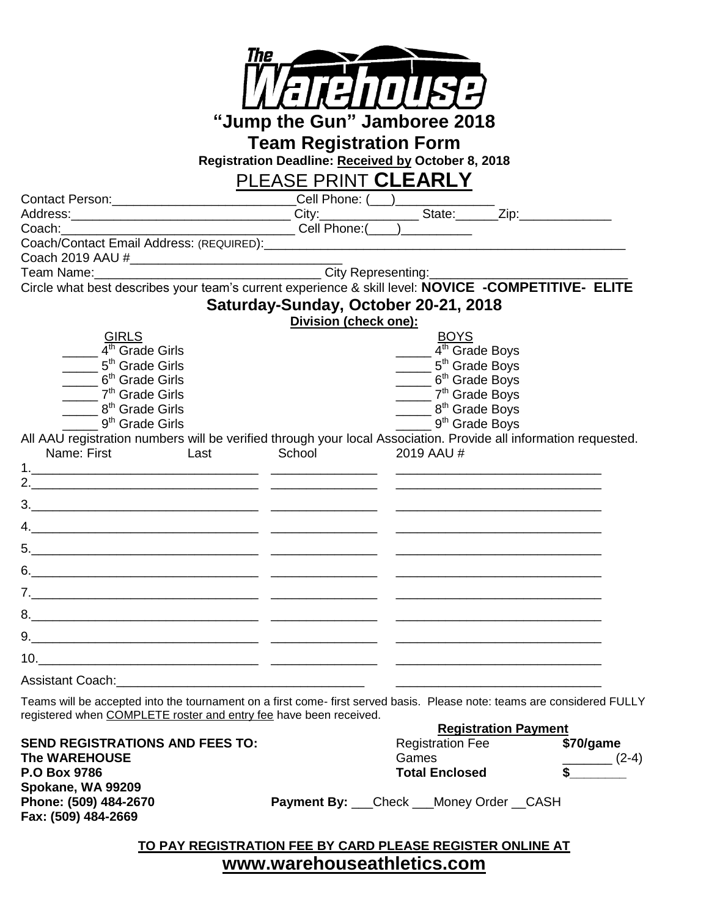# "Jump the Gun" Jamboree 2018

## Team Registration Form

**Registration Deadline: Received by October 8, 2018**

PLEASE PRINT **CLEARLY**

Contact Person:_________________________Cell Phone: (___)______________

Address:_______________________________ City:______________ State:______Zip:_____________

Coach:__________________________________ Cell Phone:(____)__________

Coach/Contact Email Address: (REQUIRED):_____________________________________________________

Coach 2019 AAU #______________________________

Team Name:______________________________ City Representing:___________________________

Circle what best describes your team's current experience & skill level: **NOVICE -COMPETITIVE- ELITE**

### Saturday-Sunday, October 20-21, 2018

**Division (check one):**

| GIRLS | BOYS |
|---|---|
| _____ 4th Grade Girls | _____ 4th Grade Boys |
| _____ 5th Grade Girls | _____ 5th Grade Boys |
| _____ 6th Grade Girls | _____ 6th Grade Boys |
| _____ 7th Grade Girls | _____ 7th Grade Boys |
| _____ 8th Grade Girls | _____ 8th Grade Boys |
| _____ 9th Grade Girls | _____ 9th Grade Boys |

All AAU registration numbers will be verified through your local Association. Provide all information requested.

| Name: First Last | School | 2019 AAU # |
|---|---|---|
| 1. | | |
| 2. | | |
| 3. | | |
| 4. | | |
| 5. | | |
| 6. | | |
| 7. | | |
| 8. | | |
| 9. | | |
| 10. | | |
| Assistant Coach: | | |

Teams will be accepted into the tournament on a first come- first served basis. Please note: teams are considered FULLY registered when COMPLETE roster and entry fee have been received.

**SEND REGISTRATIONS AND FEES TO:**
**The WAREHOUSE**
**P.O Box 9786**
**Spokane, WA 99209**
**Phone: (509) 484-2670**
**Fax: (509) 484-2669**

**Registration Payment**

| | |
|---|---|
| Registration Fee | **$70/game** |
| Games | _______ (2-4) |
| **Total Enclosed** | **$_______** |

**Payment By:** ___Check ___Money Order __CASH

**TO PAY REGISTRATION FEE BY CARD PLEASE REGISTER ONLINE AT**

**www.warehouseathletics.com**